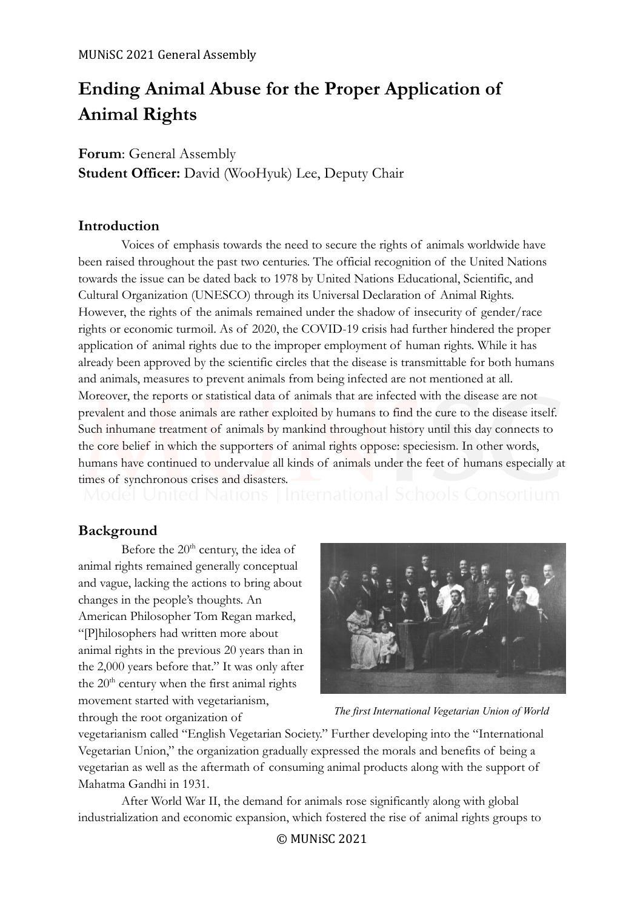# Ending Animal Abuse for the Proper Application of Animal Rights

**Forum**: General Assembly
**Student Officer:** David (WooHyuk) Lee, Deputy Chair

## Introduction

Voices of emphasis towards the need to secure the rights of animals worldwide have been raised throughout the past two centuries. The official recognition of the United Nations towards the issue can be dated back to 1978 by United Nations Educational, Scientific, and Cultural Organization (UNESCO) through its Universal Declaration of Animal Rights. However, the rights of the animals remained under the shadow of insecurity of gender/race rights or economic turmoil. As of 2020, the COVID-19 crisis had further hindered the proper application of animal rights due to the improper employment of human rights. While it has already been approved by the scientific circles that the disease is transmittable for both humans and animals, measures to prevent animals from being infected are not mentioned at all. Moreover, the reports or statistical data of animals that are infected with the disease are not prevalent and those animals are rather exploited by humans to find the cure to the disease itself. Such inhumane treatment of animals by mankind throughout history until this day connects to the core belief in which the supporters of animal rights oppose: speciesism. In other words, humans have continued to undervalue all kinds of animals under the feet of humans especially at times of synchronous crises and disasters.

## Background

Before the 20th century, the idea of animal rights remained generally conceptual and vague, lacking the actions to bring about changes in the people's thoughts. An American Philosopher Tom Regan marked, "[P]hilosophers had written more about animal rights in the previous 20 years than in the 2,000 years before that." It was only after the 20th century when the first animal rights movement started with vegetarianism, through the root organization of vegetarianism called "English Vegetarian Society." Further developing into the "International Vegetarian Union," the organization gradually expressed the morals and benefits of being a vegetarian as well as the aftermath of consuming animal products along with the support of Mahatma Gandhi in 1931.

*The first International Vegetarian Union of World*

After World War II, the demand for animals rose significantly along with global industrialization and economic expansion, which fostered the rise of animal rights groups to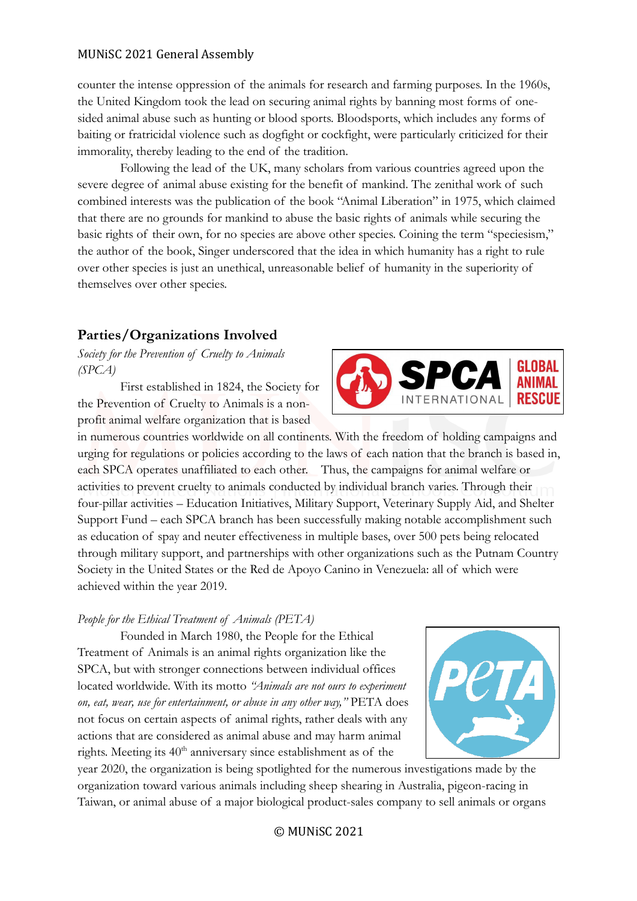counter the intense oppression of the animals for research and farming purposes. In the 1960s, the United Kingdom took the lead on securing animal rights by banning most forms of one-sided animal abuse such as hunting or blood sports. Bloodsports, which includes any forms of baiting or fratricidal violence such as dogfight or cockfight, were particularly criticized for their immorality, thereby leading to the end of the tradition.

Following the lead of the UK, many scholars from various countries agreed upon the severe degree of animal abuse existing for the benefit of mankind. The zenithal work of such combined interests was the publication of the book "Animal Liberation" in 1975, which claimed that there are no grounds for mankind to abuse the basic rights of animals while securing the basic rights of their own, for no species are above other species. Coining the term "speciesism," the author of the book, Singer underscored that the idea in which humanity has a right to rule over other species is just an unethical, unreasonable belief of humanity in the superiority of themselves over other species.

## Parties/Organizations Involved

*Society for the Prevention of Cruelty to Animals (SPCA)*

First established in 1824, the Society for the Prevention of Cruelty to Animals is a non-profit animal welfare organization that is based in numerous countries worldwide on all continents. With the freedom of holding campaigns and urging for regulations or policies according to the laws of each nation that the branch is based in, each SPCA operates unaffiliated to each other. Thus, the campaigns for animal welfare or activities to prevent cruelty to animals conducted by individual branch varies. Through their four-pillar activities – Education Initiatives, Military Support, Veterinary Supply Aid, and Shelter Support Fund – each SPCA branch has been successfully making notable accomplishment such as education of spay and neuter effectiveness in multiple bases, over 500 pets being relocated through military support, and partnerships with other organizations such as the Putnam Country Society in the United States or the Red de Apoyo Canino in Venezuela: all of which were achieved within the year 2019.

*People for the Ethical Treatment of Animals (PETA)*

Founded in March 1980, the People for the Ethical Treatment of Animals is an animal rights organization like the SPCA, but with stronger connections between individual offices located worldwide. With its motto *"Animals are not ours to experiment on, eat, wear, use for entertainment, or abuse in any other way,"* PETA does not focus on certain aspects of animal rights, rather deals with any actions that are considered as animal abuse and may harm animal rights. Meeting its 40th anniversary since establishment as of the year 2020, the organization is being spotlighted for the numerous investigations made by the organization toward various animals including sheep shearing in Australia, pigeon-racing in Taiwan, or animal abuse of a major biological product-sales company to sell animals or organs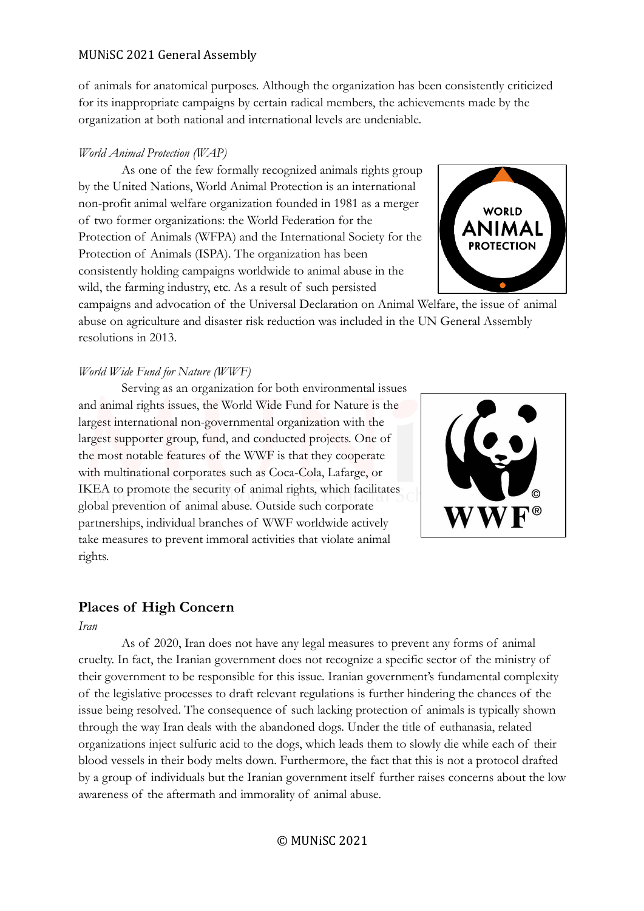of animals for anatomical purposes. Although the organization has been consistently criticized for its inappropriate campaigns by certain radical members, the achievements made by the organization at both national and international levels are undeniable.

*World Animal Protection (WAP)*

As one of the few formally recognized animals rights group by the United Nations, World Animal Protection is an international non-profit animal welfare organization founded in 1981 as a merger of two former organizations: the World Federation for the Protection of Animals (WFPA) and the International Society for the Protection of Animals (ISPA). The organization has been consistently holding campaigns worldwide to animal abuse in the wild, the farming industry, etc. As a result of such persisted campaigns and advocation of the Universal Declaration on Animal Welfare, the issue of animal abuse on agriculture and disaster risk reduction was included in the UN General Assembly resolutions in 2013.

*World Wide Fund for Nature (WWF)*

Serving as an organization for both environmental issues and animal rights issues, the World Wide Fund for Nature is the largest international non-governmental organization with the largest supporter group, fund, and conducted projects. One of the most notable features of the WWF is that they cooperate with multinational corporates such as Coca-Cola, Lafarge, or IKEA to promote the security of animal rights, which facilitates global prevention of animal abuse. Outside such corporate partnerships, individual branches of WWF worldwide actively take measures to prevent immoral activities that violate animal rights.

## Places of High Concern

*Iran*

As of 2020, Iran does not have any legal measures to prevent any forms of animal cruelty. In fact, the Iranian government does not recognize a specific sector of the ministry of their government to be responsible for this issue. Iranian government's fundamental complexity of the legislative processes to draft relevant regulations is further hindering the chances of the issue being resolved. The consequence of such lacking protection of animals is typically shown through the way Iran deals with the abandoned dogs. Under the title of euthanasia, related organizations inject sulfuric acid to the dogs, which leads them to slowly die while each of their blood vessels in their body melts down. Furthermore, the fact that this is not a protocol drafted by a group of individuals but the Iranian government itself further raises concerns about the low awareness of the aftermath and immorality of animal abuse.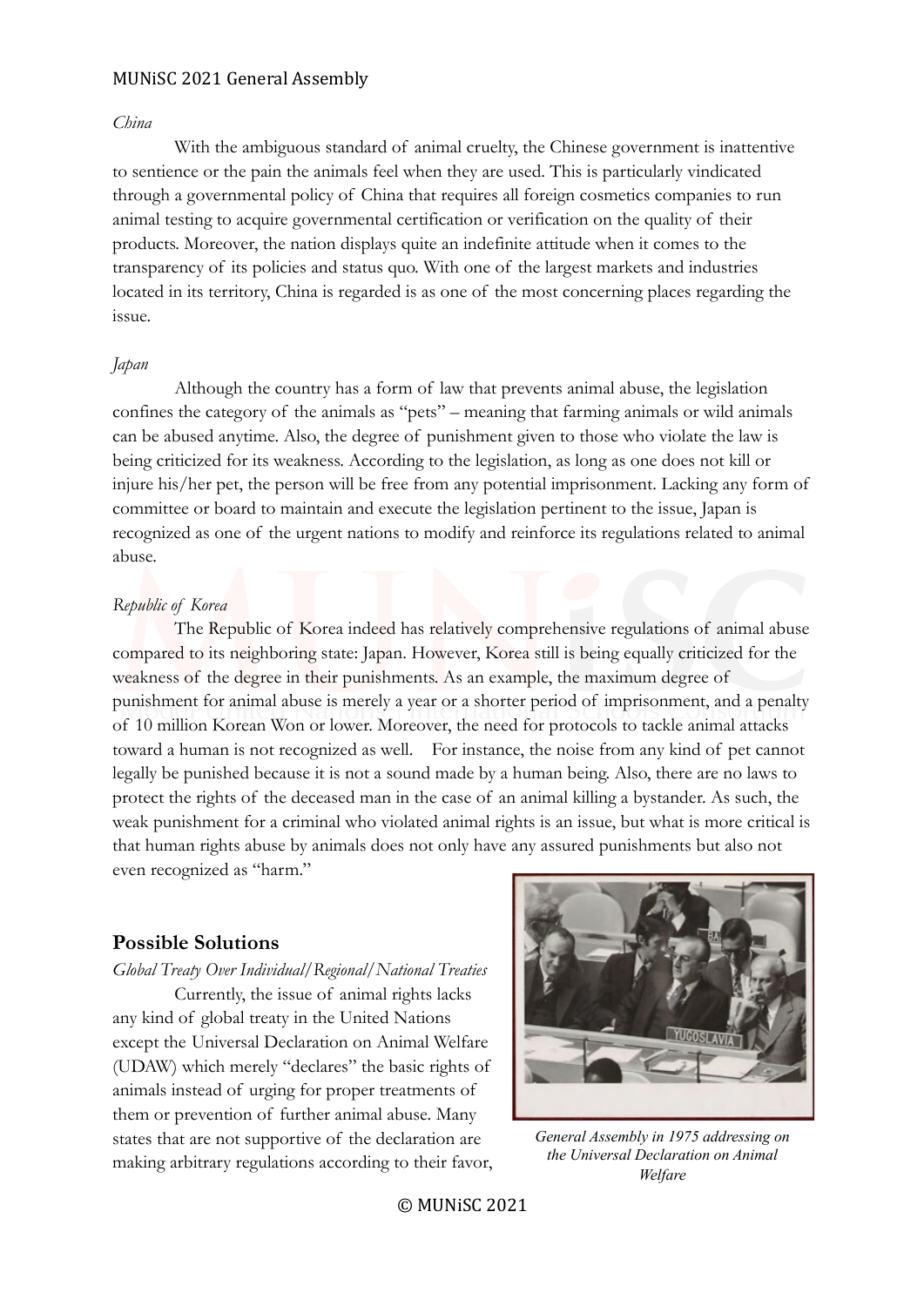*China*

With the ambiguous standard of animal cruelty, the Chinese government is inattentive to sentience or the pain the animals feel when they are used. This is particularly vindicated through a governmental policy of China that requires all foreign cosmetics companies to run animal testing to acquire governmental certification or verification on the quality of their products. Moreover, the nation displays quite an indefinite attitude when it comes to the transparency of its policies and status quo. With one of the largest markets and industries located in its territory, China is regarded is as one of the most concerning places regarding the issue.

*Japan*

Although the country has a form of law that prevents animal abuse, the legislation confines the category of the animals as "pets" – meaning that farming animals or wild animals can be abused anytime. Also, the degree of punishment given to those who violate the law is being criticized for its weakness. According to the legislation, as long as one does not kill or injure his/her pet, the person will be free from any potential imprisonment. Lacking any form of committee or board to maintain and execute the legislation pertinent to the issue, Japan is recognized as one of the urgent nations to modify and reinforce its regulations related to animal abuse.

*Republic of Korea*

The Republic of Korea indeed has relatively comprehensive regulations of animal abuse compared to its neighboring state: Japan. However, Korea still is being equally criticized for the weakness of the degree in their punishments. As an example, the maximum degree of punishment for animal abuse is merely a year or a shorter period of imprisonment, and a penalty of 10 million Korean Won or lower. Moreover, the need for protocols to tackle animal attacks toward a human is not recognized as well. For instance, the noise from any kind of pet cannot legally be punished because it is not a sound made by a human being. Also, there are no laws to protect the rights of the deceased man in the case of an animal killing a bystander. As such, the weak punishment for a criminal who violated animal rights is an issue, but what is more critical is that human rights abuse by animals does not only have any assured punishments but also not even recognized as "harm."

## Possible Solutions

*Global Treaty Over Individual/Regional/National Treaties*

Currently, the issue of animal rights lacks any kind of global treaty in the United Nations except the Universal Declaration on Animal Welfare (UDAW) which merely "declares" the basic rights of animals instead of urging for proper treatments of them or prevention of further animal abuse. Many states that are not supportive of the declaration are making arbitrary regulations according to their favor,

*General Assembly in 1975 addressing on the Universal Declaration on Animal Welfare*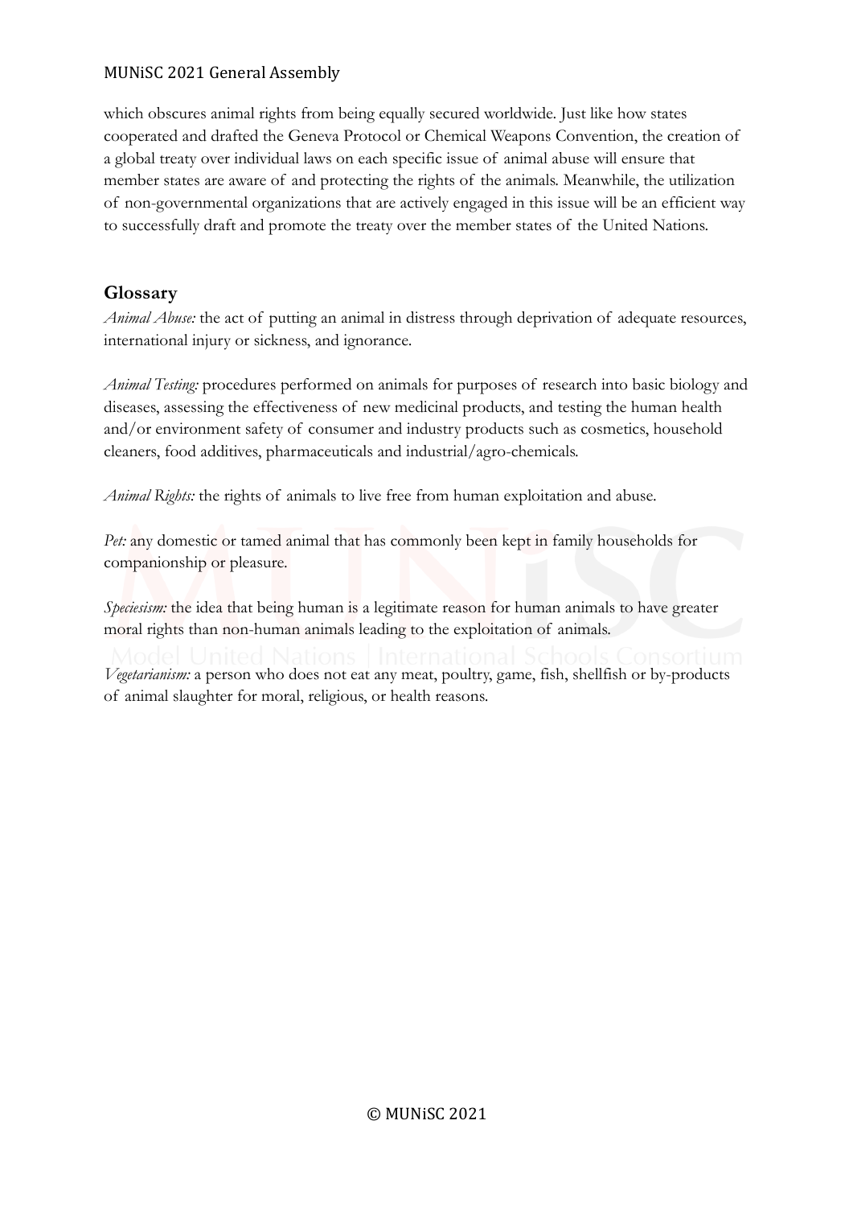which obscures animal rights from being equally secured worldwide. Just like how states cooperated and drafted the Geneva Protocol or Chemical Weapons Convention, the creation of a global treaty over individual laws on each specific issue of animal abuse will ensure that member states are aware of and protecting the rights of the animals. Meanwhile, the utilization of non-governmental organizations that are actively engaged in this issue will be an efficient way to successfully draft and promote the treaty over the member states of the United Nations.

## Glossary

*Animal Abuse:* the act of putting an animal in distress through deprivation of adequate resources, international injury or sickness, and ignorance.

*Animal Testing:* procedures performed on animals for purposes of research into basic biology and diseases, assessing the effectiveness of new medicinal products, and testing the human health and/or environment safety of consumer and industry products such as cosmetics, household cleaners, food additives, pharmaceuticals and industrial/agro-chemicals.

*Animal Rights:* the rights of animals to live free from human exploitation and abuse.

*Pet:* any domestic or tamed animal that has commonly been kept in family households for companionship or pleasure.

*Speciesism:* the idea that being human is a legitimate reason for human animals to have greater moral rights than non-human animals leading to the exploitation of animals.

*Vegetarianism:* a person who does not eat any meat, poultry, game, fish, shellfish or by-products of animal slaughter for moral, religious, or health reasons.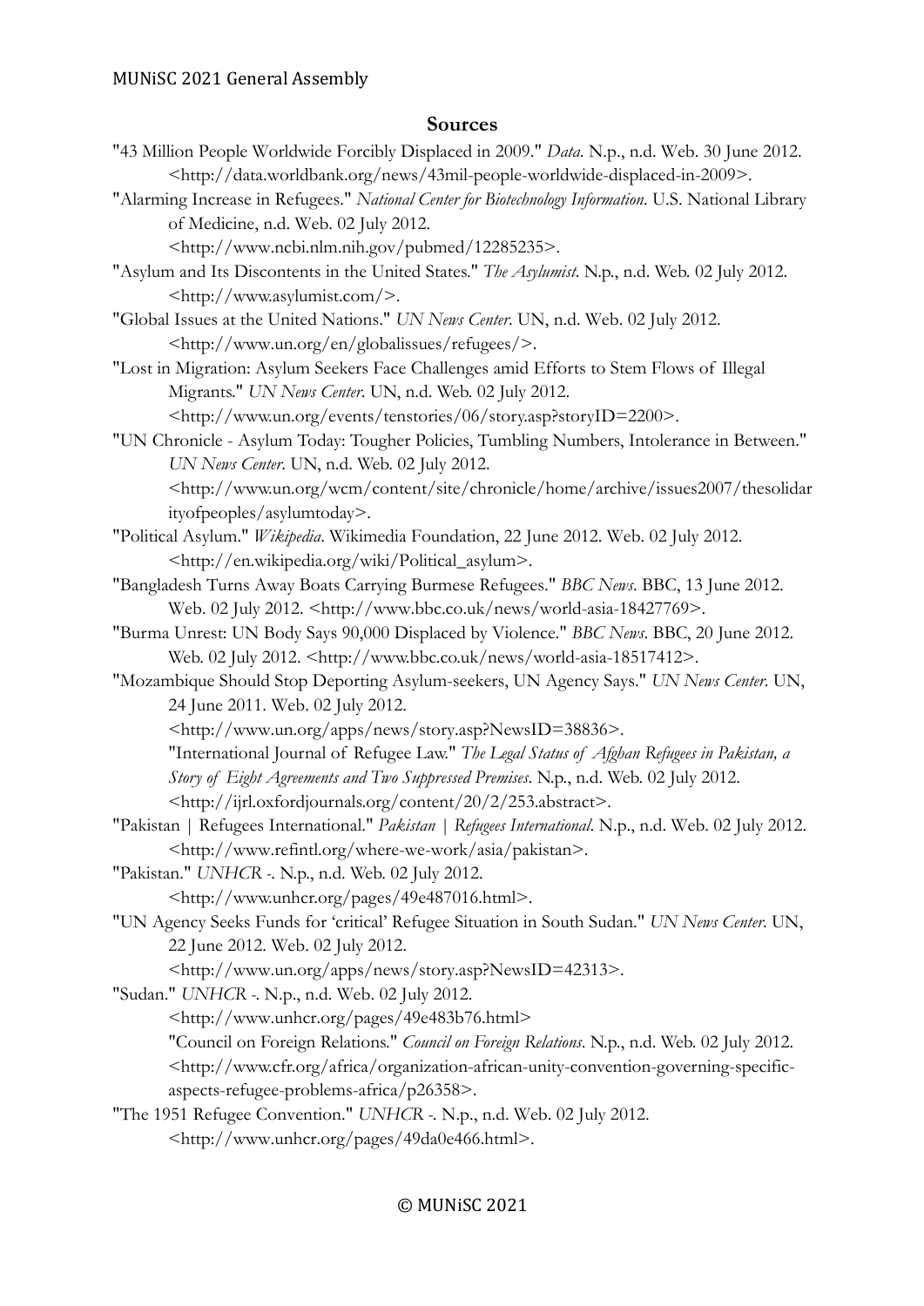## Sources

"43 Million People Worldwide Forcibly Displaced in 2009." *Data*. N.p., n.d. Web. 30 June 2012. <http://data.worldbank.org/news/43mil-people-worldwide-displaced-in-2009>.

"Alarming Increase in Refugees." *National Center for Biotechnology Information*. U.S. National Library of Medicine, n.d. Web. 02 July 2012. <http://www.ncbi.nlm.nih.gov/pubmed/12285235>.

"Asylum and Its Discontents in the United States." *The Asylumist*. N.p., n.d. Web. 02 July 2012. <http://www.asylumist.com/>.

"Global Issues at the United Nations." *UN News Center*. UN, n.d. Web. 02 July 2012. <http://www.un.org/en/globalissues/refugees/>.

"Lost in Migration: Asylum Seekers Face Challenges amid Efforts to Stem Flows of Illegal Migrants." *UN News Center*. UN, n.d. Web. 02 July 2012. <http://www.un.org/events/tenstories/06/story.asp?storyID=2200>.

"UN Chronicle - Asylum Today: Tougher Policies, Tumbling Numbers, Intolerance in Between." *UN News Center*. UN, n.d. Web. 02 July 2012. <http://www.un.org/wcm/content/site/chronicle/home/archive/issues2007/thesolidarityofpeoples/asylumtoday>.

"Political Asylum." *Wikipedia*. Wikimedia Foundation, 22 June 2012. Web. 02 July 2012. <http://en.wikipedia.org/wiki/Political_asylum>.

"Bangladesh Turns Away Boats Carrying Burmese Refugees." *BBC News*. BBC, 13 June 2012. Web. 02 July 2012. <http://www.bbc.co.uk/news/world-asia-18427769>.

"Burma Unrest: UN Body Says 90,000 Displaced by Violence." *BBC News*. BBC, 20 June 2012. Web. 02 July 2012. <http://www.bbc.co.uk/news/world-asia-18517412>.

"Mozambique Should Stop Deporting Asylum-seekers, UN Agency Says." *UN News Center*. UN, 24 June 2011. Web. 02 July 2012. <http://www.un.org/apps/news/story.asp?NewsID=38836>.

"International Journal of Refugee Law." *The Legal Status of Afghan Refugees in Pakistan, a Story of Eight Agreements and Two Suppressed Premises*. N.p., n.d. Web. 02 July 2012. <http://ijrl.oxfordjournals.org/content/20/2/253.abstract>.

"Pakistan | Refugees International." *Pakistan | Refugees International*. N.p., n.d. Web. 02 July 2012. <http://www.refintl.org/where-we-work/asia/pakistan>.

"Pakistan." *UNHCR -*. N.p., n.d. Web. 02 July 2012. <http://www.unhcr.org/pages/49e487016.html>.

"UN Agency Seeks Funds for 'critical' Refugee Situation in South Sudan." *UN News Center*. UN, 22 June 2012. Web. 02 July 2012. <http://www.un.org/apps/news/story.asp?NewsID=42313>.

"Sudan." *UNHCR -*. N.p., n.d. Web. 02 July 2012. <http://www.unhcr.org/pages/49e483b76.html>

"Council on Foreign Relations." *Council on Foreign Relations*. N.p., n.d. Web. 02 July 2012. <http://www.cfr.org/africa/organization-african-unity-convention-governing-specific-aspects-refugee-problems-africa/p26358>.

"The 1951 Refugee Convention." *UNHCR -*. N.p., n.d. Web. 02 July 2012. <http://www.unhcr.org/pages/49da0e466.html>.